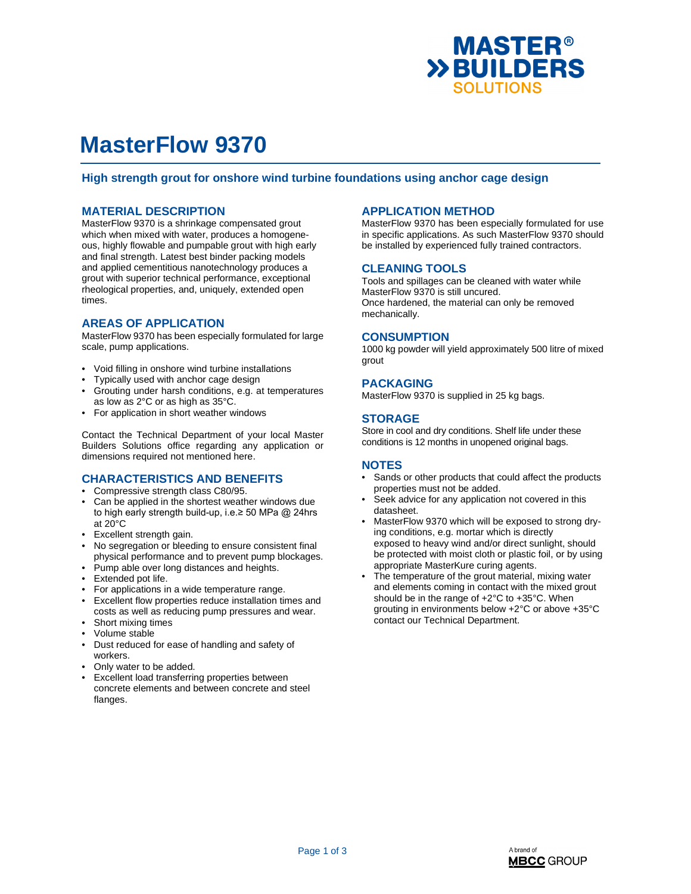# MasterFlow 9370

### High strength grout for onshore wind turbine foundations using anchor cage design

## MATERIAL DESCRIPTION

MasterFlow 9370 is a shrinkage compensated grout which when mixed with water, produces a homogeneous, highly flowable and pumpable grout with high early and final strength. Latest best binder packing models and applied cementitious nanotechnology produces a grout with superior technical performance, exceptional rheological properties, and, uniquely, extended open times.

## AREAS OF APPLICATION

MasterFlow 9370 has been especially formulated for large scale, pump applications.

- Void filling in onshore wind turbine installations
- Typically used with anchor cage design
- Grouting under harsh conditions, e.g. at temperatures as low as 2°C or as high as 35°C.
- For application in short weather windows

Contact the Technical Department of your local Master Builders Solutions office regarding any application or dimensions required not mentioned here.

## CHARACTERISTICS AND BENEFITS

- Compressive strength class C80/95.
- Can be applied in the shortest weather windows due to high early strength build-up, i.e.≥ 50 MPa @ 24hrs at 20°C
- Excellent strength gain.
- No segregation or bleeding to ensure consistent final physical performance and to prevent pump blockages.
- Pump able over long distances and heights.
- Extended pot life.
- For applications in a wide temperature range.
- Excellent flow properties reduce installation times and costs as well as reducing pump pressures and wear.
- Short mixing times
- Volume stable
- Dust reduced for ease of handling and safety of workers.
- Only water to be added.
- Excellent load transferring properties between concrete elements and between concrete and steel flanges.

## APPLICATION METHOD

MasterFlow 9370 has been especially formulated for use in specific applications. As such MasterFlow 9370 should be installed by experienced fully trained contractors.

## CLEANING TOOLS

Tools and spillages can be cleaned with water while MasterFlow 9370 is still uncured.
Once hardened, the material can only be removed mechanically.

## CONSUMPTION

1000 kg powder will yield approximately 500 litre of mixed grout

## PACKAGING

MasterFlow 9370 is supplied in 25 kg bags.

## STORAGE

Store in cool and dry conditions. Shelf life under these conditions is 12 months in unopened original bags.

## NOTES

- Sands or other products that could affect the products properties must not be added.
- Seek advice for any application not covered in this datasheet.
- MasterFlow 9370 which will be exposed to strong drying conditions, e.g. mortar which is directly exposed to heavy wind and/or direct sunlight, should be protected with moist cloth or plastic foil, or by using appropriate MasterKure curing agents.
- The temperature of the grout material, mixing water and elements coming in contact with the mixed grout should be in the range of +2°C to +35°C. When grouting in environments below +2°C or above +35°C contact our Technical Department.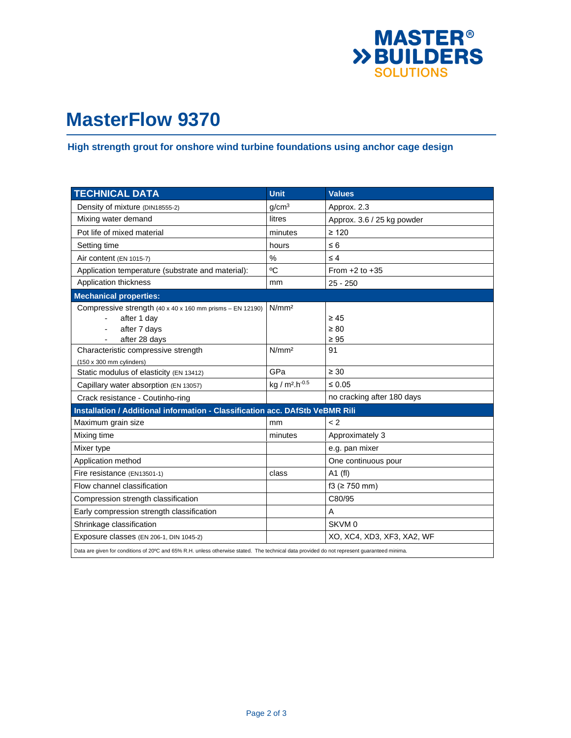# MasterFlow 9370

## High strength grout for onshore wind turbine foundations using anchor cage design

| TECHNICAL DATA | Unit | Values |
|---|---|---|
| Density of mixture (DIN18555-2) | g/cm³ | Approx. 2.3 |
| Mixing water demand | litres | Approx. 3.6 / 25 kg powder |
| Pot life of mixed material | minutes | ≥ 120 |
| Setting time | hours | ≤ 6 |
| Air content (EN 1015-7) | % | ≤ 4 |
| Application temperature (substrate and material): | ºC | From +2 to +35 |
| Application thickness | mm | 25 - 250 |
| **Mechanical properties:** | | |
| Compressive strength (40 x 40 x 160 mm prisms – EN 12190)<br>- after 1 day<br>- after 7 days<br>- after 28 days | N/mm² | <br>≥ 45<br>≥ 80<br>≥ 95 |
| Characteristic compressive strength (150 x 300 mm cylinders) | N/mm² | 91 |
| Static modulus of elasticity (EN 13412) | GPa | ≥ 30 |
| Capillary water absorption (EN 13057) | kg / m².h$^{-0.5}$ | ≤ 0.05 |
| Crack resistance - Coutinho-ring | | no cracking after 180 days |
| **Installation / Additional information - Classification acc. DAfStb VeBMR Rili** | | |
| Maximum grain size | mm | < 2 |
| Mixing time | minutes | Approximately 3 |
| Mixer type | | e.g. pan mixer |
| Application method | | One continuous pour |
| Fire resistance (EN13501-1) | class | A1 (fl) |
| Flow channel classification | | f3 (≥ 750 mm) |
| Compression strength classification | | C80/95 |
| Early compression strength classification | | A |
| Shrinkage classification | | SKVM 0 |
| Exposure classes (EN 206-1, DIN 1045-2) | | XO, XC4, XD3, XF3, XA2, WF |

Data are given for conditions of 20ºC and 65% R.H. unless otherwise stated. The technical data provided do not represent guaranteed minima.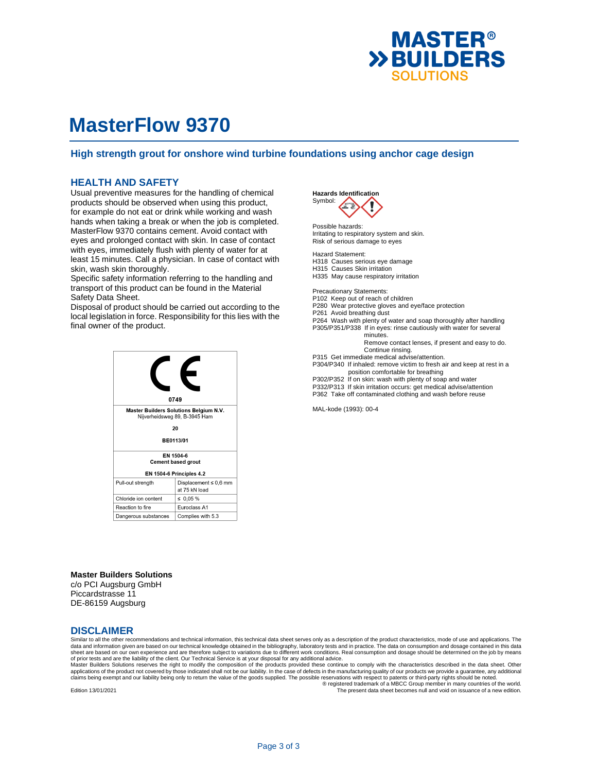# MasterFlow 9370

## High strength grout for onshore wind turbine foundations using anchor cage design

## HEALTH AND SAFETY

Usual preventive measures for the handling of chemical products should be observed when using this product, for example do not eat or drink while working and wash hands when taking a break or when the job is completed. MasterFlow 9370 contains cement. Avoid contact with eyes and prolonged contact with skin. In case of contact with eyes, immediately flush with plenty of water for at least 15 minutes. Call a physician. In case of contact with skin, wash skin thoroughly.

Specific safety information referring to the handling and transport of this product can be found in the Material Safety Data Sheet.

Disposal of product should be carried out according to the local legislation in force. Responsibility for this lies with the final owner of the product.

**Hazards Identification**

Symbol:

Possible hazards:
Irritating to respiratory system and skin.
Risk of serious damage to eyes

Hazard Statement:
H318 Causes serious eye damage
H315 Causes Skin irritation
H335 May cause respiratory irritation

Precautionary Statements:
P102 Keep out of reach of children
P280 Wear protective gloves and eye/face protection
P261 Avoid breathing dust
P264 Wash with plenty of water and soap thoroughly after handling
P305/P351/P338 If in eyes: rinse cautiously with water for several minutes.
Remove contact lenses, if present and easy to do. Continue rinsing.
P315 Get immediate medical advise/attention.
P304/P340 If inhaled: remove victim to fresh air and keep at rest in a position comfortable for breathing
P302/P352 If on skin: wash with plenty of soap and water
P332/P313 If skin irritation occurs: get medical advise/attention
P362 Take off contaminated clothing and wash before reuse

MAL-kode (1993): 00-4

CE

0749

**Master Builders Solutions Belgium N.V.**
Nijverheidsweg 89, B-3945 Ham

20

BE0113/01

**EN 1504-6**
**Cement based grout**

**EN 1504-6 Principles 4.2**

| | |
|---|---|
| Pull-out strength | Displacement ≤ 0,6 mm at 75 kN load |
| Chloride ion content | ≤ 0,05 % |
| Reaction to fire | Euroclass A1 |
| Dangerous substances | Complies with 5.3 |

**Master Builders Solutions**
c/o PCI Augsburg GmbH
Piccardstrasse 11
DE-86159 Augsburg

## DISCLAIMER

Similar to all the other recommendations and technical information, this technical data sheet serves only as a description of the product characteristics, mode of use and applications. The data and information given are based on our technical knowledge obtained in the bibliography, laboratory tests and in practice. The data on consumption and dosage contained in this data sheet are based on our own experience and are therefore subject to variations due to different work conditions. Real consumption and dosage should be determined on the job by means of prior tests and are the liability of the client. Our Technical Service is at your disposal for any additional advice.
Master Builders Solutions reserves the right to modify the composition of the products provided these continue to comply with the characteristics described in the data sheet. Other applications of the product not covered by those indicated shall not be our liability. In the case of defects in the manufacturing quality of our products we provide a guarantee, any additional claims being exempt and our liability being only to return the value of the goods supplied. The possible reservations with respect to patents or third-party rights should be noted.

® registered trademark of a MBCC Group member in many countries of the world.

Edition 13/01/2021

The present data sheet becomes null and void on issuance of a new edition.